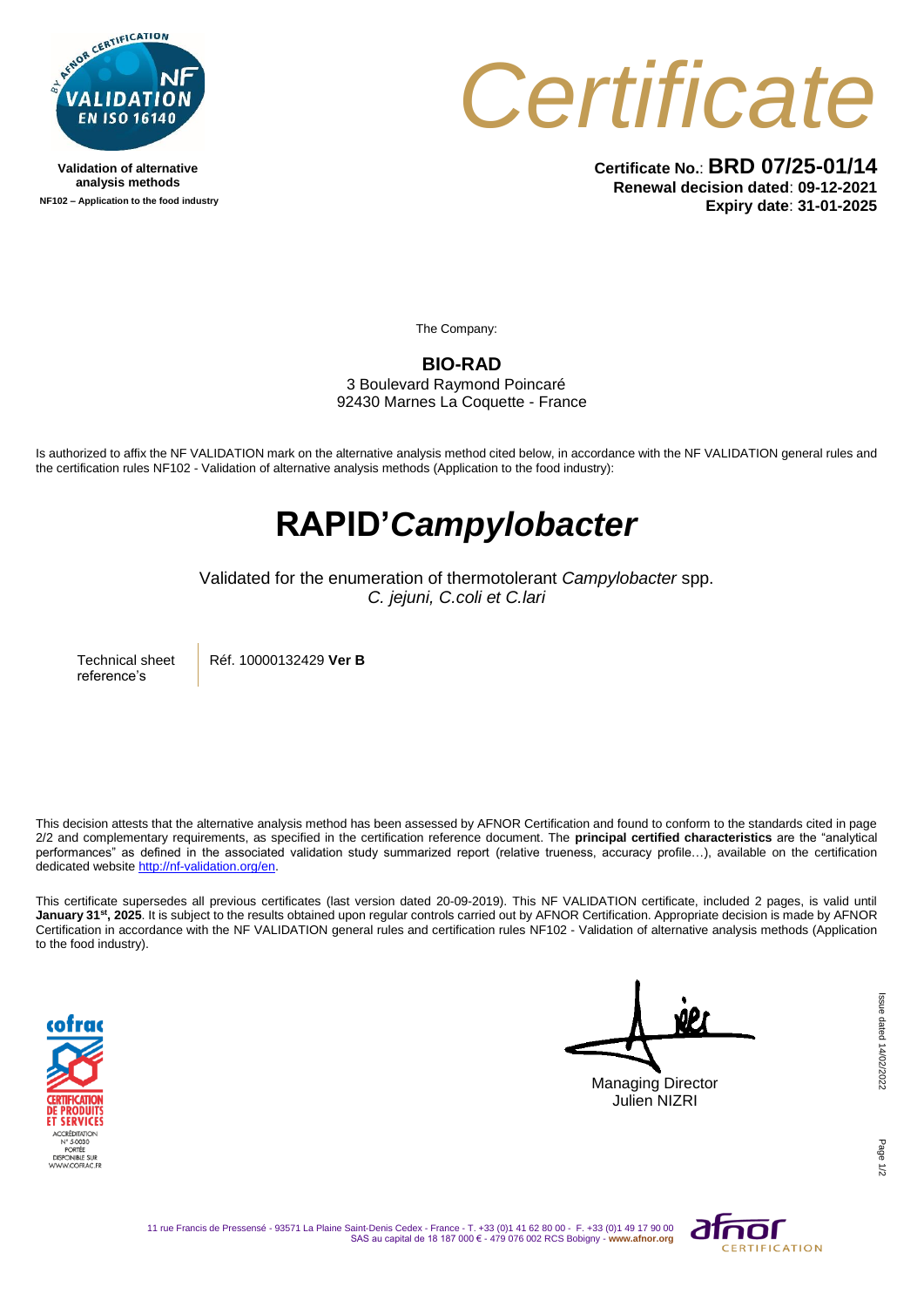Validation of alternative analysis methods

NF102 – Application to the food industry

# Certificate

**Certificate No.**: **BRD 07/25-01/14**
**Renewal decision dated**: **09-12-2021**
**Expiry date**: **31-01-2025**

The Company:

**BIO-RAD**
3 Boulevard Raymond Poincaré
92430 Marnes La Coquette - France

Is authorized to affix the NF VALIDATION mark on the alternative analysis method cited below, in accordance with the NF VALIDATION general rules and the certification rules NF102 - Validation of alternative analysis methods (Application to the food industry):

# RAPID'*Campylobacter*

Validated for the enumeration of thermotolerant *Campylobacter* spp.
*C. jejuni, C.coli et C.lari*

| Technical sheet reference's | Réf. 10000132429 **Ver B** |
|---|---|

This decision attests that the alternative analysis method has been assessed by AFNOR Certification and found to conform to the standards cited in page 2/2 and complementary requirements, as specified in the certification reference document. The **principal certified characteristics** are the "analytical performances" as defined in the associated validation study summarized report (relative trueness, accuracy profile…), available on the certification dedicated website http://nf-validation.org/en.

This certificate supersedes all previous certificates (last version dated 20-09-2019). This NF VALIDATION certificate, included 2 pages, is valid until **January 31st, 2025**. It is subject to the results obtained upon regular controls carried out by AFNOR Certification. Appropriate decision is made by AFNOR Certification in accordance with the NF VALIDATION general rules and certification rules NF102 - Validation of alternative analysis methods (Application to the food industry).

Managing Director
Julien NIZRI

Issue dated 14/02/2022

11 rue Francis de Pressensé - 93571 La Plaine Saint-Denis Cedex - France - T. +33 (0)1 41 62 80 00 - F. +33 (0)1 49 17 90 00
SAS au capital de 18 187 000 € - 479 076 002 RCS Bobigny - www.afnor.org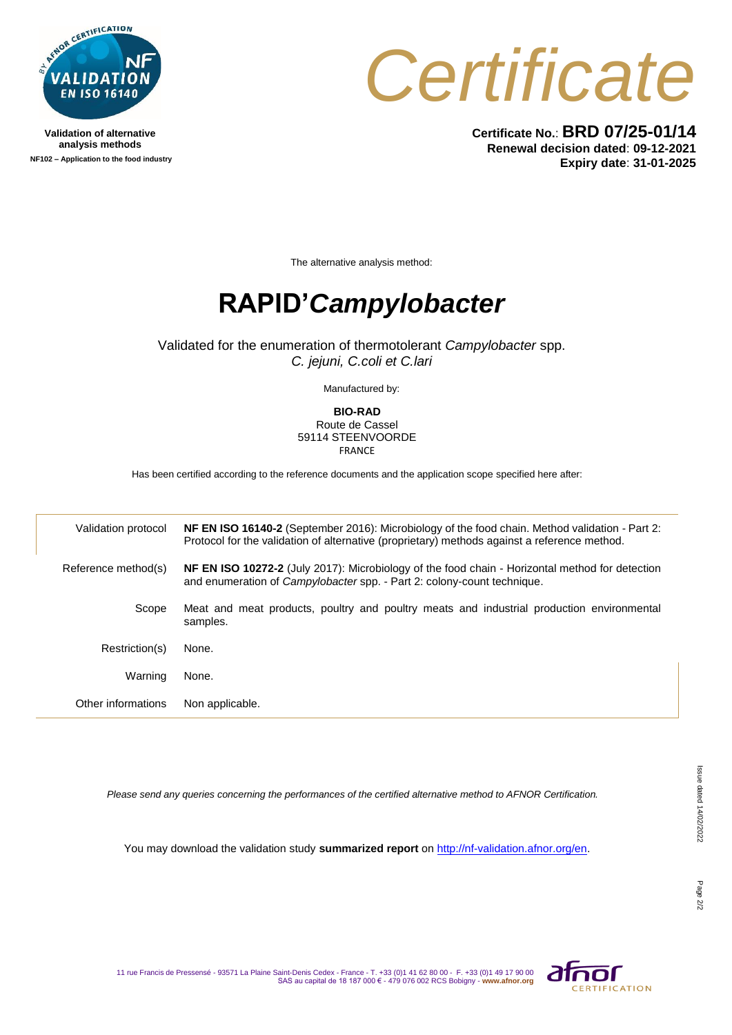Validation of alternative analysis methods
NF102 – Application to the food industry

# Certificate

**Certificate No.**: **BRD 07/25-01/14**
**Renewal decision dated**: **09-12-2021**
**Expiry date**: **31-01-2025**

The alternative analysis method:

# RAPID'*Campylobacter*

Validated for the enumeration of thermotolerant *Campylobacter* spp.
*C. jejuni, C.coli et C.lari*

Manufactured by:

**BIO-RAD**
Route de Cassel
59114 STEENVOORDE
FRANCE

Has been certified according to the reference documents and the application scope specified here after:

| | |
|---|---|
| Validation protocol | **NF EN ISO 16140-2** (September 2016): Microbiology of the food chain. Method validation - Part 2: Protocol for the validation of alternative (proprietary) methods against a reference method. |
| Reference method(s) | **NF EN ISO 10272-2** (July 2017): Microbiology of the food chain - Horizontal method for detection and enumeration of *Campylobacter* spp. - Part 2: colony-count technique. |
| Scope | Meat and meat products, poultry and poultry meats and industrial production environmental samples. |
| Restriction(s) | None. |
| Warning | None. |
| Other informations | Non applicable. |

*Please send any queries concerning the performances of the certified alternative method to AFNOR Certification.*

You may download the validation study **summarized report** on http://nf-validation.afnor.org/en.

Issue dated 14/02/2022

11 rue Francis de Pressensé - 93571 La Plaine Saint-Denis Cedex - France - T. +33 (0)1 41 62 80 00 - F. +33 (0)1 49 17 90 00
SAS au capital de 18 187 000 € - 479 076 002 RCS Bobigny - **www.afnor.org**